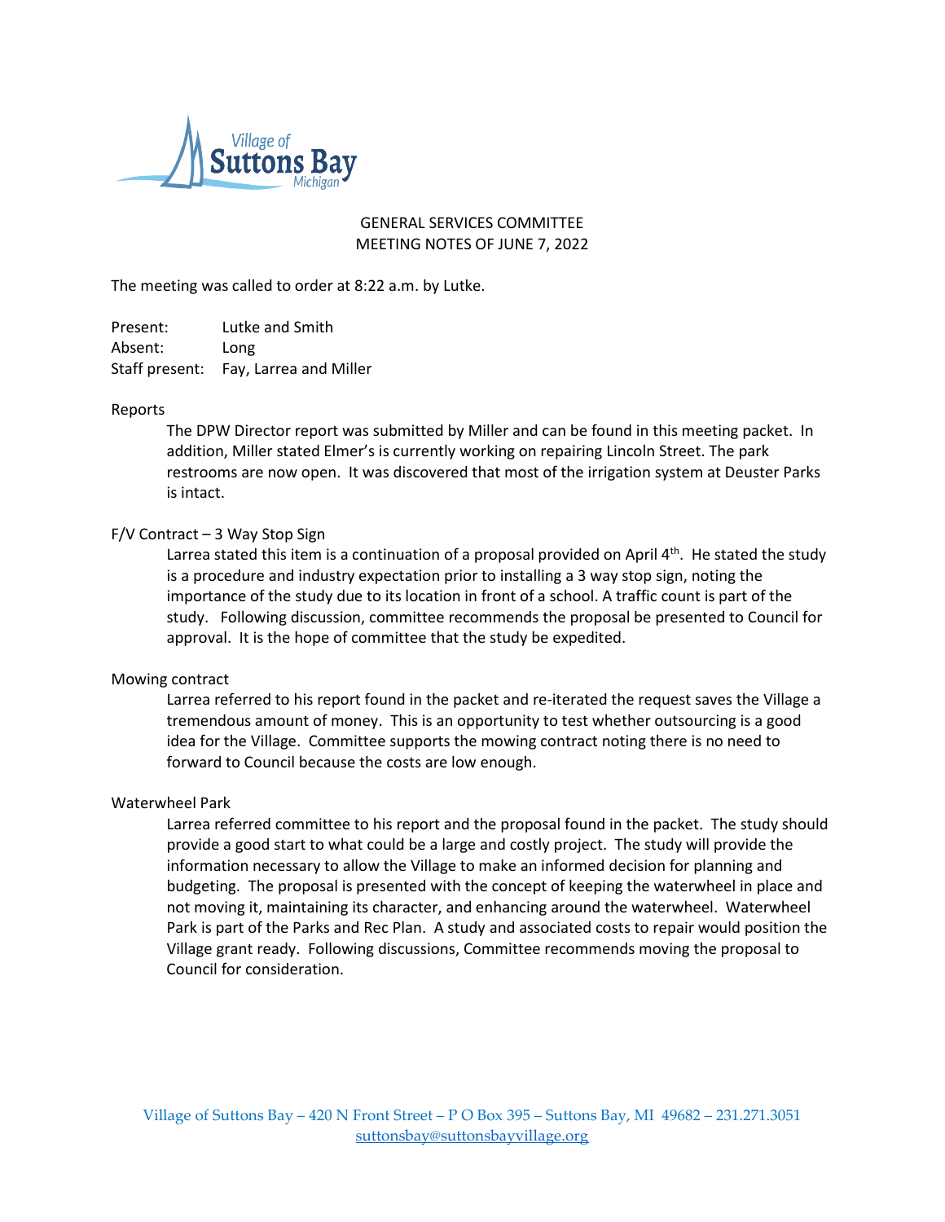Village of Suttons Bay Michigan

# GENERAL SERVICES COMMITTEE
## MEETING NOTES OF JUNE 7, 2022

The meeting was called to order at 8:22 a.m. by Lutke.

Present: Lutke and Smith
Absent: Long
Staff present: Fay, Larrea and Miller

### Reports

The DPW Director report was submitted by Miller and can be found in this meeting packet. In addition, Miller stated Elmer's is currently working on repairing Lincoln Street. The park restrooms are now open. It was discovered that most of the irrigation system at Deuster Parks is intact.

### F/V Contract – 3 Way Stop Sign

Larrea stated this item is a continuation of a proposal provided on April 4th. He stated the study is a procedure and industry expectation prior to installing a 3 way stop sign, noting the importance of the study due to its location in front of a school. A traffic count is part of the study. Following discussion, committee recommends the proposal be presented to Council for approval. It is the hope of committee that the study be expedited.

### Mowing contract

Larrea referred to his report found in the packet and re-iterated the request saves the Village a tremendous amount of money. This is an opportunity to test whether outsourcing is a good idea for the Village. Committee supports the mowing contract noting there is no need to forward to Council because the costs are low enough.

### Waterwheel Park

Larrea referred committee to his report and the proposal found in the packet. The study should provide a good start to what could be a large and costly project. The study will provide the information necessary to allow the Village to make an informed decision for planning and budgeting. The proposal is presented with the concept of keeping the waterwheel in place and not moving it, maintaining its character, and enhancing around the waterwheel. Waterwheel Park is part of the Parks and Rec Plan. A study and associated costs to repair would position the Village grant ready. Following discussions, Committee recommends moving the proposal to Council for consideration.

Village of Suttons Bay – 420 N Front Street – P O Box 395 – Suttons Bay, MI 49682 – 231.271.3051
suttonsbay@suttonsbayvillage.org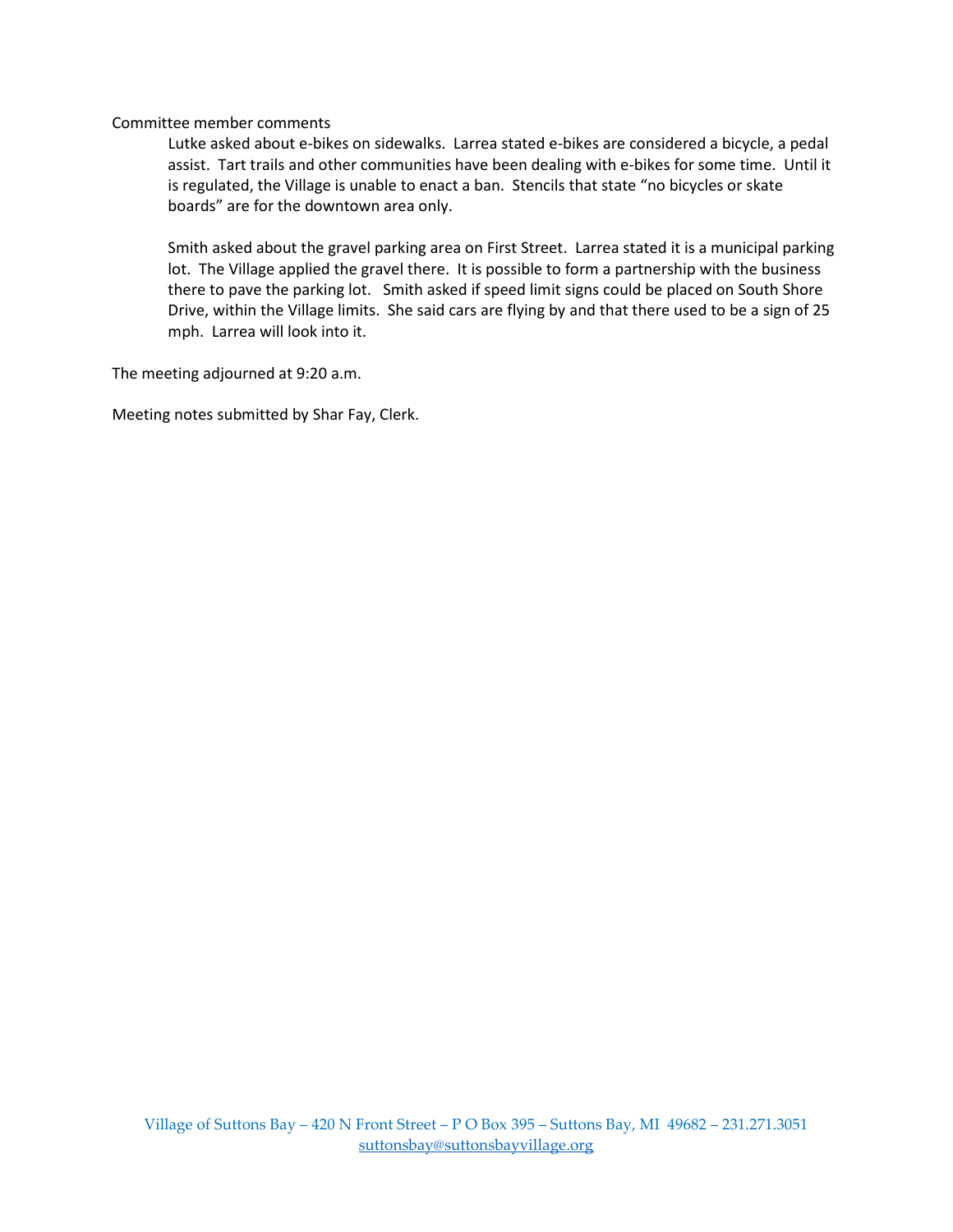Committee member comments

Lutke asked about e-bikes on sidewalks. Larrea stated e-bikes are considered a bicycle, a pedal assist. Tart trails and other communities have been dealing with e-bikes for some time. Until it is regulated, the Village is unable to enact a ban. Stencils that state "no bicycles or skate boards" are for the downtown area only.

Smith asked about the gravel parking area on First Street. Larrea stated it is a municipal parking lot. The Village applied the gravel there. It is possible to form a partnership with the business there to pave the parking lot. Smith asked if speed limit signs could be placed on South Shore Drive, within the Village limits. She said cars are flying by and that there used to be a sign of 25 mph. Larrea will look into it.

The meeting adjourned at 9:20 a.m.

Meeting notes submitted by Shar Fay, Clerk.